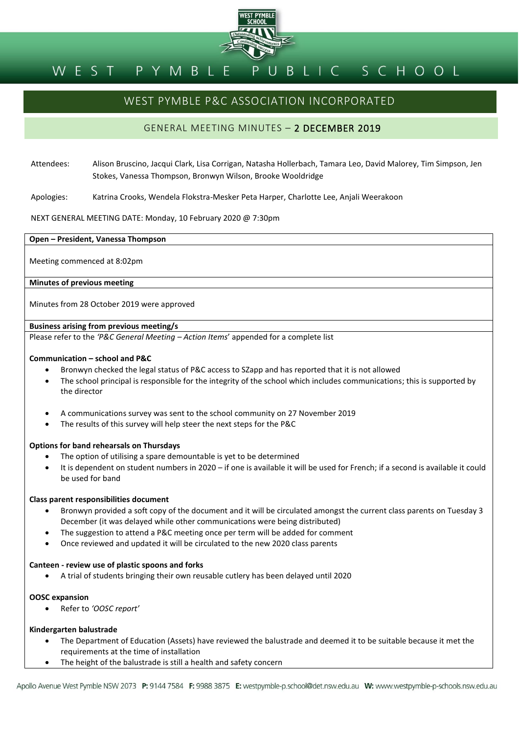# WEST PYMBLE PUBLIC SCHOOL

## WEST PYMBLE P&C ASSOCIATION INCORPORATED

### GENERAL MEETING MINUTES – 2 DECEMBER 2019

Attendees: Alison Bruscino, Jacqui Clark, Lisa Corrigan, Natasha Hollerbach, Tamara Leo, David Malorey, Tim Simpson, Jen Stokes, Vanessa Thompson, Bronwyn Wilson, Brooke Wooldridge

Apologies: Katrina Crooks, Wendela Flokstra-Mesker Peta Harper, Charlotte Lee, Anjali Weerakoon

NEXT GENERAL MEETING DATE: Monday, 10 February 2020 @ 7:30pm

**Open – President, Vanessa Thompson**

Meeting commenced at 8:02pm

**Minutes of previous meeting**

Minutes from 28 October 2019 were approved

**Business arising from previous meeting/s**

Please refer to the *'P&C General Meeting – Action Items*' appended for a complete list

**Communication – school and P&C**

- Bronwyn checked the legal status of P&C access to SZapp and has reported that it is not allowed
- The school principal is responsible for the integrity of the school which includes communications; this is supported by the director

- A communications survey was sent to the school community on 27 November 2019
- The results of this survey will help steer the next steps for the P&C

**Options for band rehearsals on Thursdays**

- The option of utilising a spare demountable is yet to be determined
- It is dependent on student numbers in 2020 – if one is available it will be used for French; if a second is available it could be used for band

**Class parent responsibilities document**

- Bronwyn provided a soft copy of the document and it will be circulated amongst the current class parents on Tuesday 3 December (it was delayed while other communications were being distributed)
- The suggestion to attend a P&C meeting once per term will be added for comment
- Once reviewed and updated it will be circulated to the new 2020 class parents

**Canteen - review use of plastic spoons and forks**

- A trial of students bringing their own reusable cutlery has been delayed until 2020

**OOSC expansion**

- Refer to *'OOSC report'*

**Kindergarten balustrade**

- The Department of Education (Assets) have reviewed the balustrade and deemed it to be suitable because it met the requirements at the time of installation
- The height of the balustrade is still a health and safety concern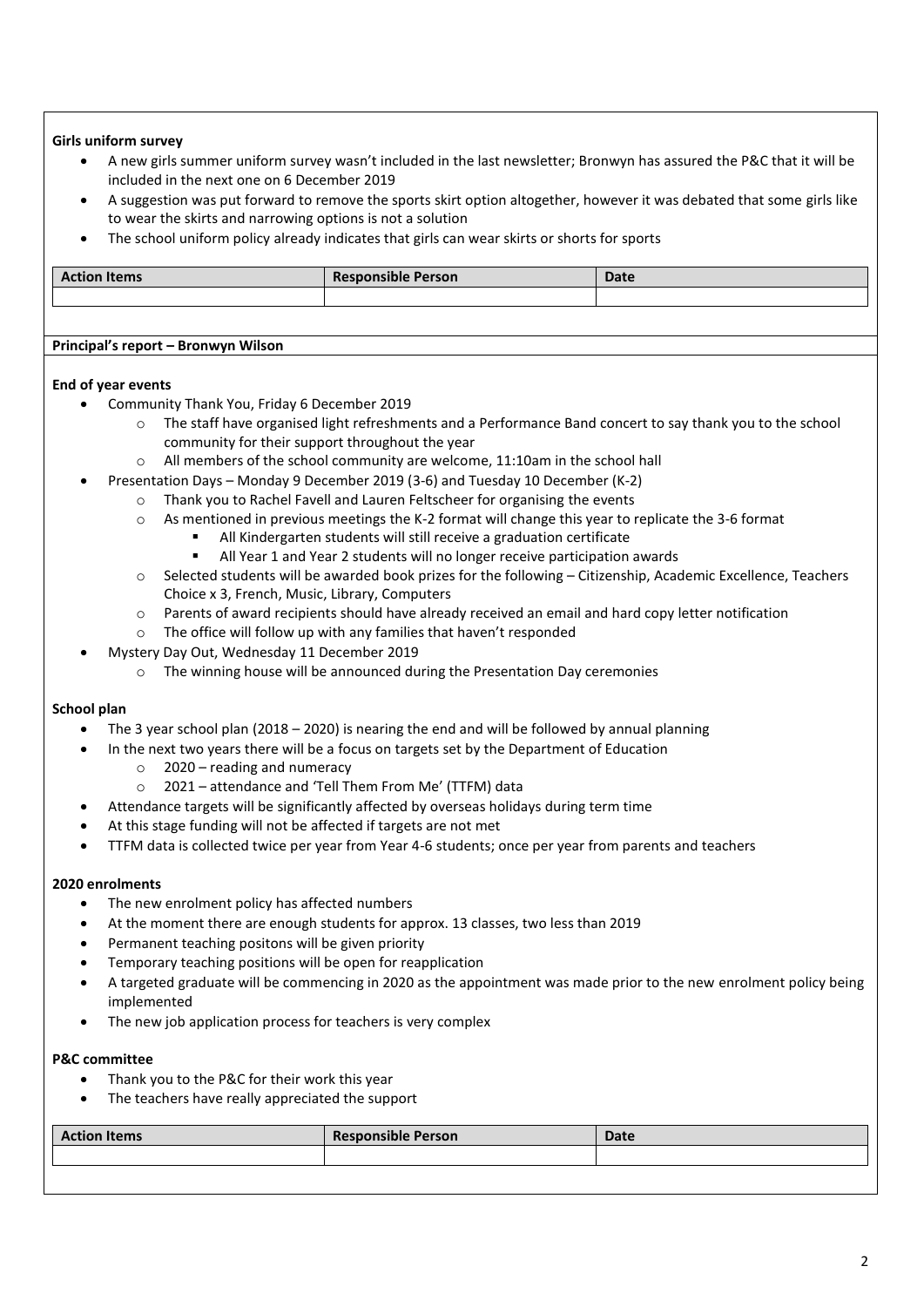**Girls uniform survey**

- A new girls summer uniform survey wasn't included in the last newsletter; Bronwyn has assured the P&C that it will be included in the next one on 6 December 2019
- A suggestion was put forward to remove the sports skirt option altogether, however it was debated that some girls like to wear the skirts and narrowing options is not a solution
- The school uniform policy already indicates that girls can wear skirts or shorts for sports

| Action Items | Responsible Person | Date |
|---|---|---|
| | | |

**Principal's report – Bronwyn Wilson**

**End of year events**

- Community Thank You, Friday 6 December 2019
    - The staff have organised light refreshments and a Performance Band concert to say thank you to the school community for their support throughout the year
    - All members of the school community are welcome, 11:10am in the school hall
- Presentation Days – Monday 9 December 2019 (3-6) and Tuesday 10 December (K-2)
    - Thank you to Rachel Favell and Lauren Feltscheer for organising the events
    - As mentioned in previous meetings the K-2 format will change this year to replicate the 3-6 format
        - All Kindergarten students will still receive a graduation certificate
        - All Year 1 and Year 2 students will no longer receive participation awards
    - Selected students will be awarded book prizes for the following – Citizenship, Academic Excellence, Teachers Choice x 3, French, Music, Library, Computers
    - Parents of award recipients should have already received an email and hard copy letter notification
    - The office will follow up with any families that haven't responded
- Mystery Day Out, Wednesday 11 December 2019
    - The winning house will be announced during the Presentation Day ceremonies

**School plan**

- The 3 year school plan (2018 – 2020) is nearing the end and will be followed by annual planning
- In the next two years there will be a focus on targets set by the Department of Education
    - 2020 – reading and numeracy
    - 2021 – attendance and 'Tell Them From Me' (TTFM) data
- Attendance targets will be significantly affected by overseas holidays during term time
- At this stage funding will not be affected if targets are not met
- TTFM data is collected twice per year from Year 4-6 students; once per year from parents and teachers

**2020 enrolments**

- The new enrolment policy has affected numbers
- At the moment there are enough students for approx. 13 classes, two less than 2019
- Permanent teaching positons will be given priority
- Temporary teaching positions will be open for reapplication
- A targeted graduate will be commencing in 2020 as the appointment was made prior to the new enrolment policy being implemented
- The new job application process for teachers is very complex

**P&C committee**

- Thank you to the P&C for their work this year
- The teachers have really appreciated the support

| Action Items | Responsible Person | Date |
|---|---|---|
| | | |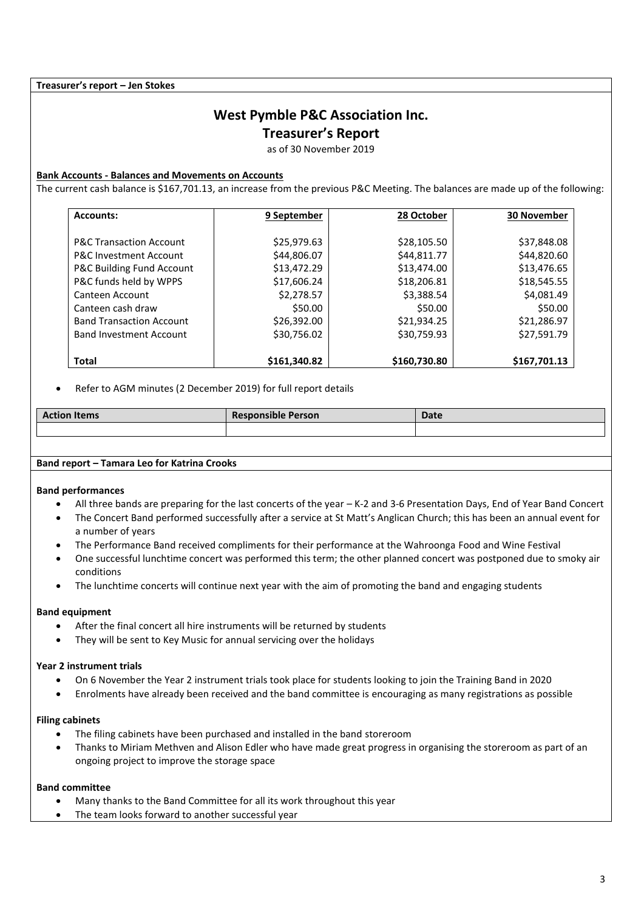**Treasurer's report – Jen Stokes**

# West Pymble P&C Association Inc.

## Treasurer's Report

as of 30 November 2019

**Bank Accounts - Balances and Movements on Accounts**

The current cash balance is $167,701.13, an increase from the previous P&C Meeting. The balances are made up of the following:

| Accounts: | 9 September | 28 October | 30 November |
|---|---|---|---|
| P&C Transaction Account | $25,979.63 | $28,105.50 | $37,848.08 |
| P&C Investment Account | $44,806.07 | $44,811.77 | $44,820.60 |
| P&C Building Fund Account | $13,472.29 | $13,474.00 | $13,476.65 |
| P&C funds held by WPPS | $17,606.24 | $18,206.81 | $18,545.55 |
| Canteen Account | $2,278.57 | $3,388.54 | $4,081.49 |
| Canteen cash draw | $50.00 | $50.00 | $50.00 |
| Band Transaction Account | $26,392.00 | $21,934.25 | $21,286.97 |
| Band Investment Account | $30,756.02 | $30,759.93 | $27,591.79 |
| **Total** | **$161,340.82** | **$160,730.80** | **$167,701.13** |

- Refer to AGM minutes (2 December 2019) for full report details

| Action Items | Responsible Person | Date |
|---|---|---|
| | | |

**Band report – Tamara Leo for Katrina Crooks**

**Band performances**

- All three bands are preparing for the last concerts of the year – K-2 and 3-6 Presentation Days, End of Year Band Concert
- The Concert Band performed successfully after a service at St Matt's Anglican Church; this has been an annual event for a number of years
- The Performance Band received compliments for their performance at the Wahroonga Food and Wine Festival
- One successful lunchtime concert was performed this term; the other planned concert was postponed due to smoky air conditions
- The lunchtime concerts will continue next year with the aim of promoting the band and engaging students

**Band equipment**

- After the final concert all hire instruments will be returned by students
- They will be sent to Key Music for annual servicing over the holidays

**Year 2 instrument trials**

- On 6 November the Year 2 instrument trials took place for students looking to join the Training Band in 2020
- Enrolments have already been received and the band committee is encouraging as many registrations as possible

**Filing cabinets**

- The filing cabinets have been purchased and installed in the band storeroom
- Thanks to Miriam Methven and Alison Edler who have made great progress in organising the storeroom as part of an ongoing project to improve the storage space

**Band committee**

- Many thanks to the Band Committee for all its work throughout this year
- The team looks forward to another successful year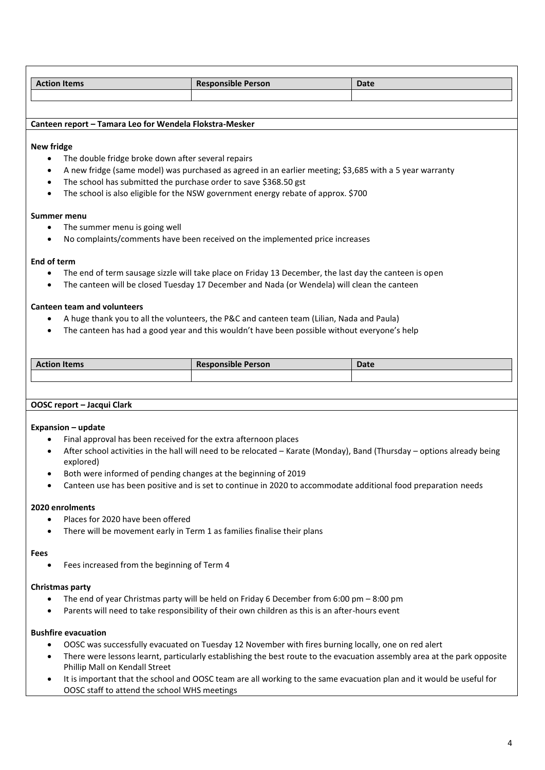| Action Items | Responsible Person | Date |
| --- | --- | --- |
| | | |

**Canteen report – Tamara Leo for Wendela Flokstra-Mesker**

**New fridge**

- The double fridge broke down after several repairs
- A new fridge (same model) was purchased as agreed in an earlier meeting; $3,685 with a 5 year warranty
- The school has submitted the purchase order to save $368.50 gst
- The school is also eligible for the NSW government energy rebate of approx. $700

**Summer menu**

- The summer menu is going well
- No complaints/comments have been received on the implemented price increases

**End of term**

- The end of term sausage sizzle will take place on Friday 13 December, the last day the canteen is open
- The canteen will be closed Tuesday 17 December and Nada (or Wendela) will clean the canteen

**Canteen team and volunteers**

- A huge thank you to all the volunteers, the P&C and canteen team (Lilian, Nada and Paula)
- The canteen has had a good year and this wouldn't have been possible without everyone's help

| Action Items | Responsible Person | Date |
| --- | --- | --- |
| | | |

**OOSC report – Jacqui Clark**

**Expansion – update**

- Final approval has been received for the extra afternoon places
- After school activities in the hall will need to be relocated – Karate (Monday), Band (Thursday – options already being explored)
- Both were informed of pending changes at the beginning of 2019
- Canteen use has been positive and is set to continue in 2020 to accommodate additional food preparation needs

**2020 enrolments**

- Places for 2020 have been offered
- There will be movement early in Term 1 as families finalise their plans

**Fees**

- Fees increased from the beginning of Term 4

**Christmas party**

- The end of year Christmas party will be held on Friday 6 December from 6:00 pm – 8:00 pm
- Parents will need to take responsibility of their own children as this is an after-hours event

**Bushfire evacuation**

- OOSC was successfully evacuated on Tuesday 12 November with fires burning locally, one on red alert
- There were lessons learnt, particularly establishing the best route to the evacuation assembly area at the park opposite Phillip Mall on Kendall Street
- It is important that the school and OOSC team are all working to the same evacuation plan and it would be useful for OOSC staff to attend the school WHS meetings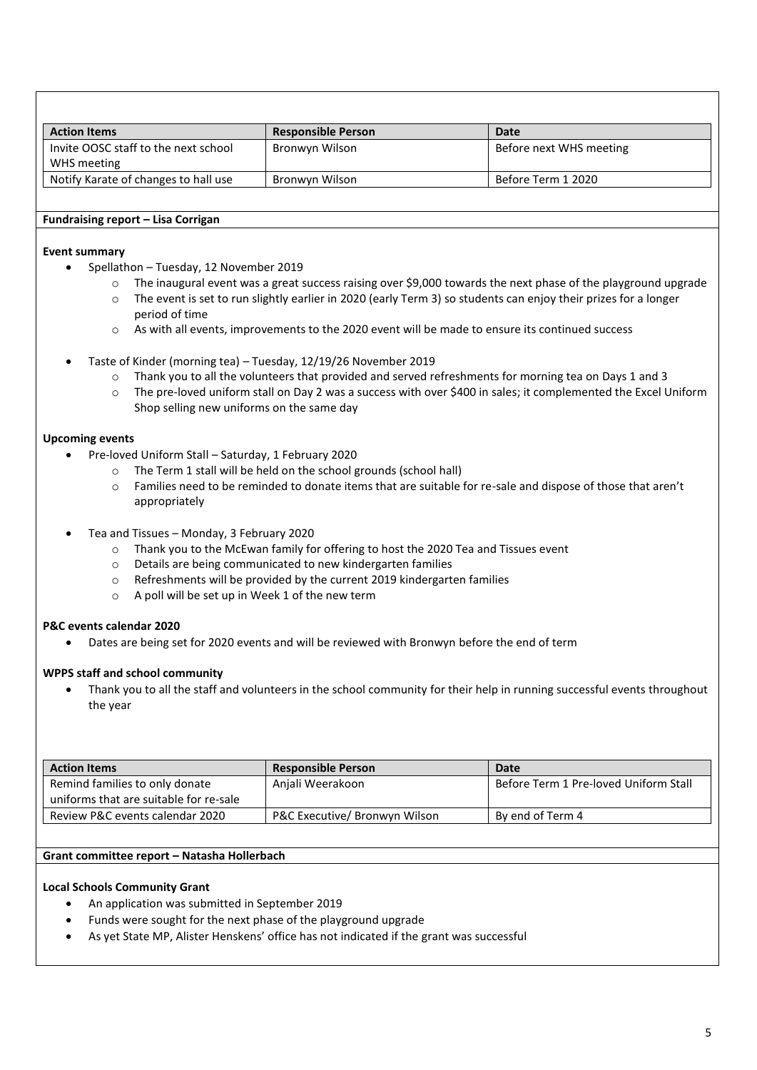| Action Items | Responsible Person | Date |
|---|---|---|
| Invite OOSC staff to the next school WHS meeting | Bronwyn Wilson | Before next WHS meeting |
| Notify Karate of changes to hall use | Bronwyn Wilson | Before Term 1 2020 |

**Fundraising report – Lisa Corrigan**

**Event summary**

- Spellathon – Tuesday, 12 November 2019
  - The inaugural event was a great success raising over $9,000 towards the next phase of the playground upgrade
  - The event is set to run slightly earlier in 2020 (early Term 3) so students can enjoy their prizes for a longer period of time
  - As with all events, improvements to the 2020 event will be made to ensure its continued success
- Taste of Kinder (morning tea) – Tuesday, 12/19/26 November 2019
  - Thank you to all the volunteers that provided and served refreshments for morning tea on Days 1 and 3
  - The pre-loved uniform stall on Day 2 was a success with over $400 in sales; it complemented the Excel Uniform Shop selling new uniforms on the same day

**Upcoming events**

- Pre-loved Uniform Stall – Saturday, 1 February 2020
  - The Term 1 stall will be held on the school grounds (school hall)
  - Families need to be reminded to donate items that are suitable for re-sale and dispose of those that aren't appropriately
- Tea and Tissues – Monday, 3 February 2020
  - Thank you to the McEwan family for offering to host the 2020 Tea and Tissues event
  - Details are being communicated to new kindergarten families
  - Refreshments will be provided by the current 2019 kindergarten families
  - A poll will be set up in Week 1 of the new term

**P&C events calendar 2020**

- Dates are being set for 2020 events and will be reviewed with Bronwyn before the end of term

**WPPS staff and school community**

- Thank you to all the staff and volunteers in the school community for their help in running successful events throughout the year

| Action Items | Responsible Person | Date |
|---|---|---|
| Remind families to only donate uniforms that are suitable for re-sale | Anjali Weerakoon | Before Term 1 Pre-loved Uniform Stall |
| Review P&C events calendar 2020 | P&C Executive/ Bronwyn Wilson | By end of Term 4 |

**Grant committee report – Natasha Hollerbach**

**Local Schools Community Grant**

- An application was submitted in September 2019
- Funds were sought for the next phase of the playground upgrade
- As yet State MP, Alister Henskens' office has not indicated if the grant was successful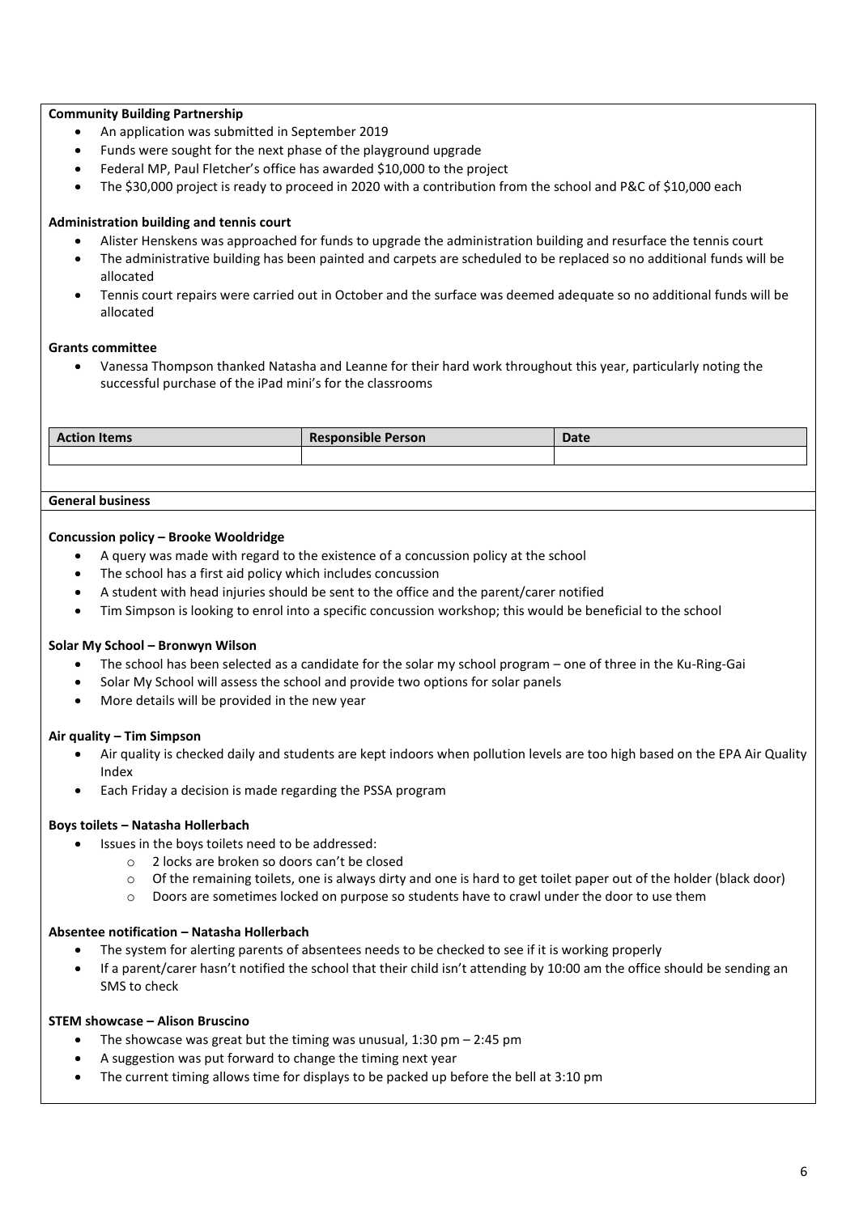**Community Building Partnership**

- An application was submitted in September 2019
- Funds were sought for the next phase of the playground upgrade
- Federal MP, Paul Fletcher's office has awarded $10,000 to the project
- The $30,000 project is ready to proceed in 2020 with a contribution from the school and P&C of $10,000 each

**Administration building and tennis court**

- Alister Henskens was approached for funds to upgrade the administration building and resurface the tennis court
- The administrative building has been painted and carpets are scheduled to be replaced so no additional funds will be allocated
- Tennis court repairs were carried out in October and the surface was deemed adequate so no additional funds will be allocated

**Grants committee**

- Vanessa Thompson thanked Natasha and Leanne for their hard work throughout this year, particularly noting the successful purchase of the iPad mini's for the classrooms

| Action Items | Responsible Person | Date |
| --- | --- | --- |
| | | |

**General business**

**Concussion policy – Brooke Wooldridge**

- A query was made with regard to the existence of a concussion policy at the school
- The school has a first aid policy which includes concussion
- A student with head injuries should be sent to the office and the parent/carer notified
- Tim Simpson is looking to enrol into a specific concussion workshop; this would be beneficial to the school

**Solar My School – Bronwyn Wilson**

- The school has been selected as a candidate for the solar my school program – one of three in the Ku-Ring-Gai
- Solar My School will assess the school and provide two options for solar panels
- More details will be provided in the new year

**Air quality – Tim Simpson**

- Air quality is checked daily and students are kept indoors when pollution levels are too high based on the EPA Air Quality Index
- Each Friday a decision is made regarding the PSSA program

**Boys toilets – Natasha Hollerbach**

- Issues in the boys toilets need to be addressed:
  - 2 locks are broken so doors can't be closed
  - Of the remaining toilets, one is always dirty and one is hard to get toilet paper out of the holder (black door)
  - Doors are sometimes locked on purpose so students have to crawl under the door to use them

**Absentee notification – Natasha Hollerbach**

- The system for alerting parents of absentees needs to be checked to see if it is working properly
- If a parent/carer hasn't notified the school that their child isn't attending by 10:00 am the office should be sending an SMS to check

**STEM showcase – Alison Bruscino**

- The showcase was great but the timing was unusual, 1:30 pm – 2:45 pm
- A suggestion was put forward to change the timing next year
- The current timing allows time for displays to be packed up before the bell at 3:10 pm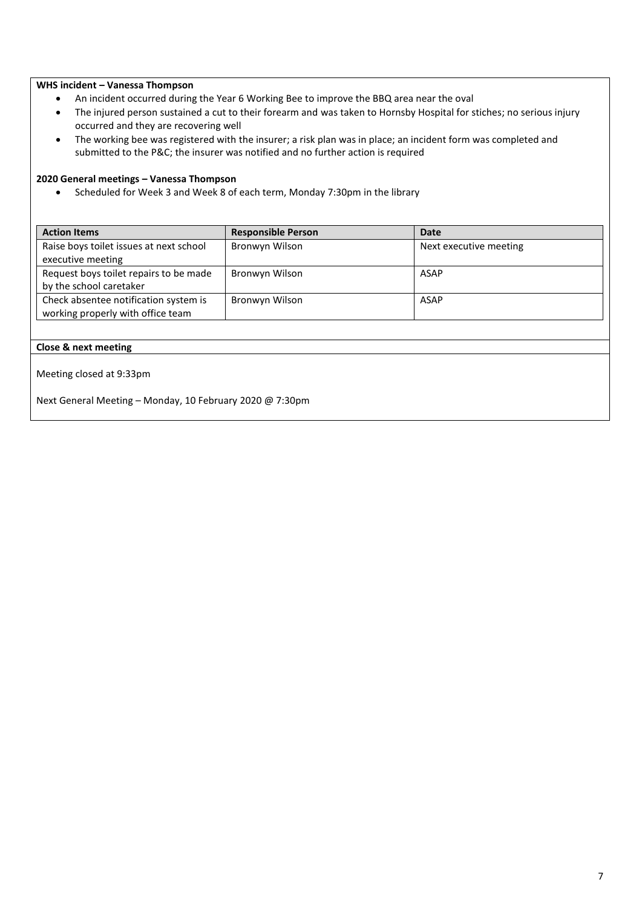**WHS incident – Vanessa Thompson**

- An incident occurred during the Year 6 Working Bee to improve the BBQ area near the oval
- The injured person sustained a cut to their forearm and was taken to Hornsby Hospital for stiches; no serious injury occurred and they are recovering well
- The working bee was registered with the insurer; a risk plan was in place; an incident form was completed and submitted to the P&C; the insurer was notified and no further action is required

**2020 General meetings – Vanessa Thompson**

- Scheduled for Week 3 and Week 8 of each term, Monday 7:30pm in the library

| Action Items | Responsible Person | Date |
|---|---|---|
| Raise boys toilet issues at next school executive meeting | Bronwyn Wilson | Next executive meeting |
| Request boys toilet repairs to be made by the school caretaker | Bronwyn Wilson | ASAP |
| Check absentee notification system is working properly with office team | Bronwyn Wilson | ASAP |

**Close & next meeting**

Meeting closed at 9:33pm

Next General Meeting – Monday, 10 February 2020 @ 7:30pm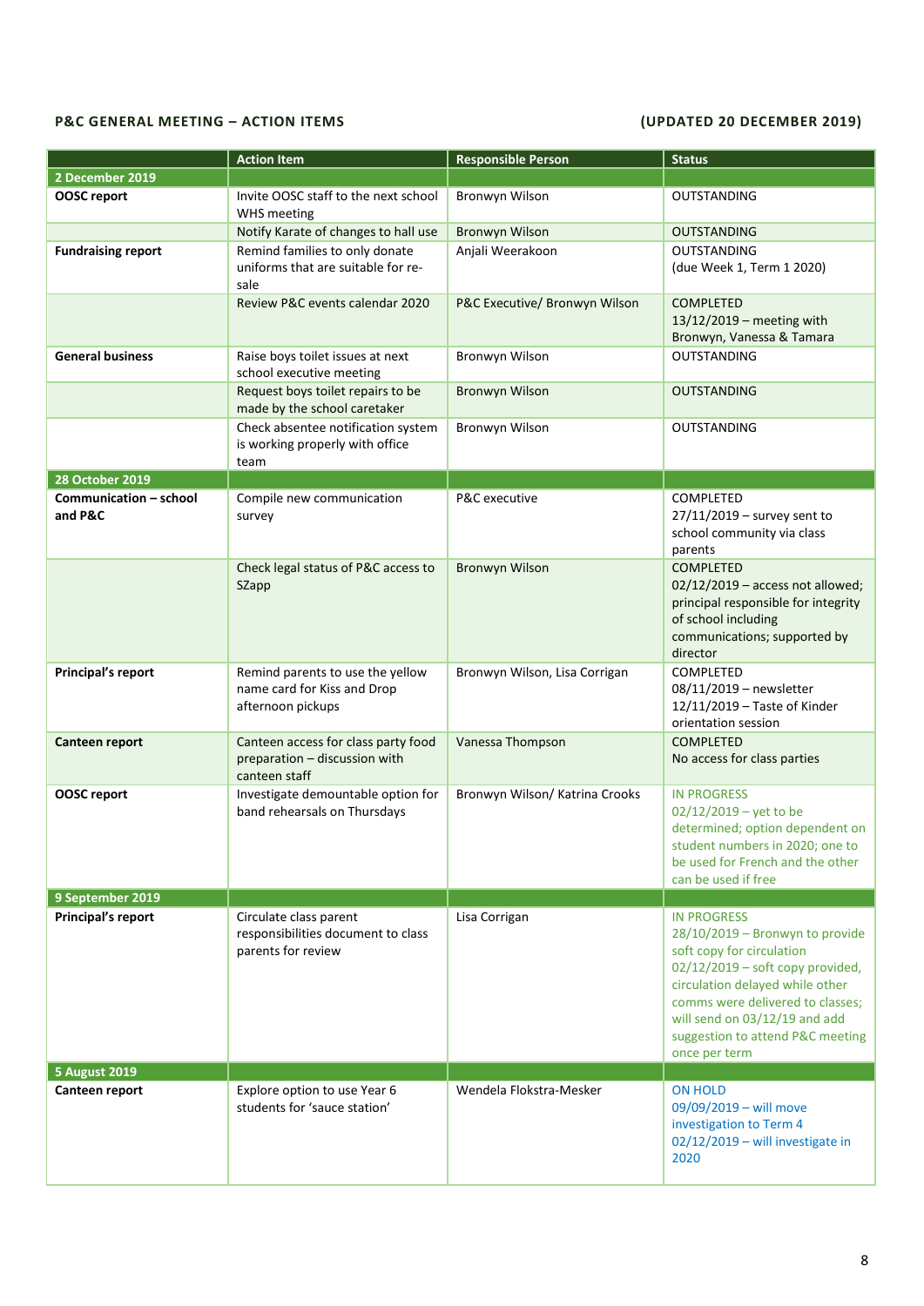**P&C GENERAL MEETING – ACTION ITEMS** **(UPDATED 20 DECEMBER 2019)**

| | Action Item | Responsible Person | Status |
|---|---|---|---|
| **2 December 2019** | | | |
| **OOSC report** | Invite OOSC staff to the next school WHS meeting | Bronwyn Wilson | OUTSTANDING |
| | Notify Karate of changes to hall use | Bronwyn Wilson | OUTSTANDING |
| **Fundraising report** | Remind families to only donate uniforms that are suitable for re-sale | Anjali Weerakoon | OUTSTANDING (due Week 1, Term 1 2020) |
| | Review P&C events calendar 2020 | P&C Executive/ Bronwyn Wilson | COMPLETED 13/12/2019 – meeting with Bronwyn, Vanessa & Tamara |
| **General business** | Raise boys toilet issues at next school executive meeting | Bronwyn Wilson | OUTSTANDING |
| | Request boys toilet repairs to be made by the school caretaker | Bronwyn Wilson | OUTSTANDING |
| | Check absentee notification system is working properly with office team | Bronwyn Wilson | OUTSTANDING |
| **28 October 2019** | | | |
| **Communication – school and P&C** | Compile new communication survey | P&C executive | COMPLETED 27/11/2019 – survey sent to school community via class parents |
| | Check legal status of P&C access to SZapp | Bronwyn Wilson | COMPLETED 02/12/2019 – access not allowed; principal responsible for integrity of school including communications; supported by director |
| **Principal's report** | Remind parents to use the yellow name card for Kiss and Drop afternoon pickups | Bronwyn Wilson, Lisa Corrigan | COMPLETED 08/11/2019 – newsletter 12/11/2019 – Taste of Kinder orientation session |
| **Canteen report** | Canteen access for class party food preparation – discussion with canteen staff | Vanessa Thompson | COMPLETED No access for class parties |
| **OOSC report** | Investigate demountable option for band rehearsals on Thursdays | Bronwyn Wilson/ Katrina Crooks | IN PROGRESS 02/12/2019 – yet to be determined; option dependent on student numbers in 2020; one to be used for French and the other can be used if free |
| **9 September 2019** | | | |
| **Principal's report** | Circulate class parent responsibilities document to class parents for review | Lisa Corrigan | IN PROGRESS 28/10/2019 – Bronwyn to provide soft copy for circulation 02/12/2019 – soft copy provided, circulation delayed while other comms were delivered to classes; will send on 03/12/19 and add suggestion to attend P&C meeting once per term |
| **5 August 2019** | | | |
| **Canteen report** | Explore option to use Year 6 students for 'sauce station' | Wendela Flokstra-Mesker | ON HOLD 09/09/2019 – will move investigation to Term 4 02/12/2019 – will investigate in 2020 |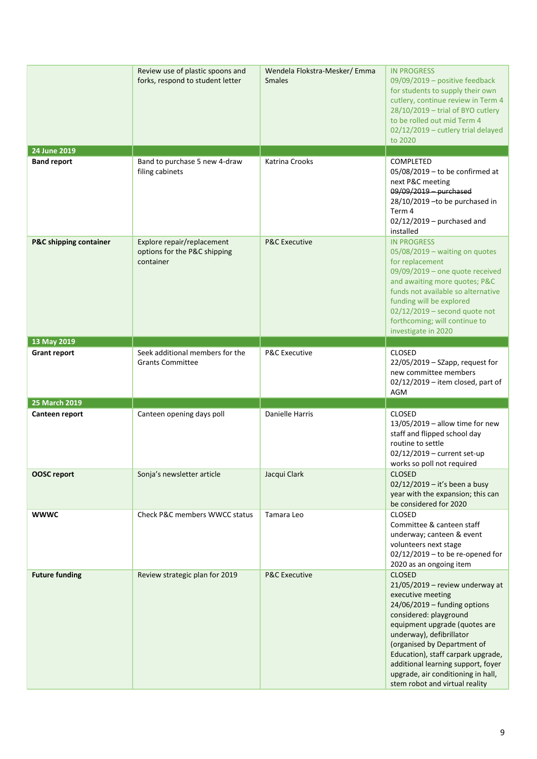| | | | |
|---|---|---|---|
| | Review use of plastic spoons and forks, respond to student letter | Wendela Flokstra-Mesker/ Emma Smales | IN PROGRESS<br>09/09/2019 – positive feedback for students to supply their own cutlery, continue review in Term 4<br>28/10/2019 – trial of BYO cutlery to be rolled out mid Term 4<br>02/12/2019 – cutlery trial delayed to 2020 |
| **24 June 2019** | | | |
| **Band report** | Band to purchase 5 new 4-draw filing cabinets | Katrina Crooks | COMPLETED<br>05/08/2019 – to be confirmed at next P&C meeting<br>~~09/09/2019 – purchased~~<br>28/10/2019 –to be purchased in Term 4<br>02/12/2019 – purchased and installed |
| **P&C shipping container** | Explore repair/replacement options for the P&C shipping container | P&C Executive | IN PROGRESS<br>05/08/2019 – waiting on quotes for replacement<br>09/09/2019 – one quote received and awaiting more quotes; P&C funds not available so alternative funding will be explored<br>02/12/2019 – second quote not forthcoming; will continue to investigate in 2020 |
| **13 May 2019** | | | |
| **Grant report** | Seek additional members for the Grants Committee | P&C Executive | CLOSED<br>22/05/2019 – SZapp, request for new committee members<br>02/12/2019 – item closed, part of AGM |
| **25 March 2019** | | | |
| **Canteen report** | Canteen opening days poll | Danielle Harris | CLOSED<br>13/05/2019 – allow time for new staff and flipped school day routine to settle<br>02/12/2019 – current set-up works so poll not required |
| **OOSC report** | Sonja's newsletter article | Jacqui Clark | CLOSED<br>02/12/2019 – it's been a busy year with the expansion; this can be considered for 2020 |
| **WWWC** | Check P&C members WWCC status | Tamara Leo | CLOSED<br>Committee & canteen staff underway; canteen & event volunteers next stage<br>02/12/2019 – to be re-opened for 2020 as an ongoing item |
| **Future funding** | Review strategic plan for 2019 | P&C Executive | CLOSED<br>21/05/2019 – review underway at executive meeting<br>24/06/2019 – funding options considered: playground equipment upgrade (quotes are underway), defibrillator (organised by Department of Education), staff carpark upgrade, additional learning support, foyer upgrade, air conditioning in hall, stem robot and virtual reality |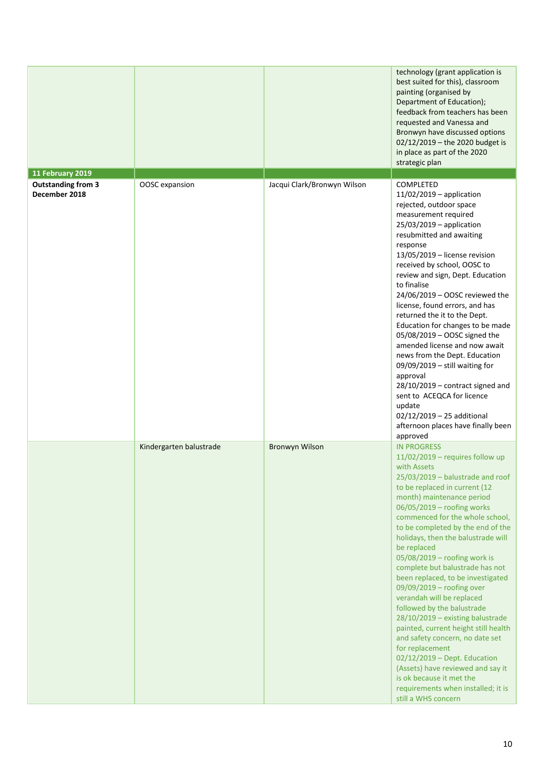| | | | |
|---|---|---|---|
| | | | technology (grant application is best suited for this), classroom painting (organised by Department of Education); feedback from teachers has been requested and Vanessa and Bronwyn have discussed options 02/12/2019 – the 2020 budget is in place as part of the 2020 strategic plan |
| **11 February 2019** | | | |
| **Outstanding from 3 December 2018** | OOSC expansion | Jacqui Clark/Bronwyn Wilson | COMPLETED 11/02/2019 – application rejected, outdoor space measurement required 25/03/2019 – application resubmitted and awaiting response 13/05/2019 – license revision received by school, OOSC to review and sign, Dept. Education to finalise 24/06/2019 – OOSC reviewed the license, found errors, and has returned the it to the Dept. Education for changes to be made 05/08/2019 – OOSC signed the amended license and now await news from the Dept. Education 09/09/2019 – still waiting for approval 28/10/2019 – contract signed and sent to ACEQCA for licence update 02/12/2019 – 25 additional afternoon places have finally been approved |
| | Kindergarten balustrade | Bronwyn Wilson | IN PROGRESS 11/02/2019 – requires follow up with Assets 25/03/2019 – balustrade and roof to be replaced in current (12 month) maintenance period 06/05/2019 – roofing works commenced for the whole school, to be completed by the end of the holidays, then the balustrade will be replaced 05/08/2019 – roofing work is complete but balustrade has not been replaced, to be investigated 09/09/2019 – roofing over verandah will be replaced followed by the balustrade 28/10/2019 – existing balustrade painted, current height still health and safety concern, no date set for replacement 02/12/2019 – Dept. Education (Assets) have reviewed and say it is ok because it met the requirements when installed; it is still a WHS concern |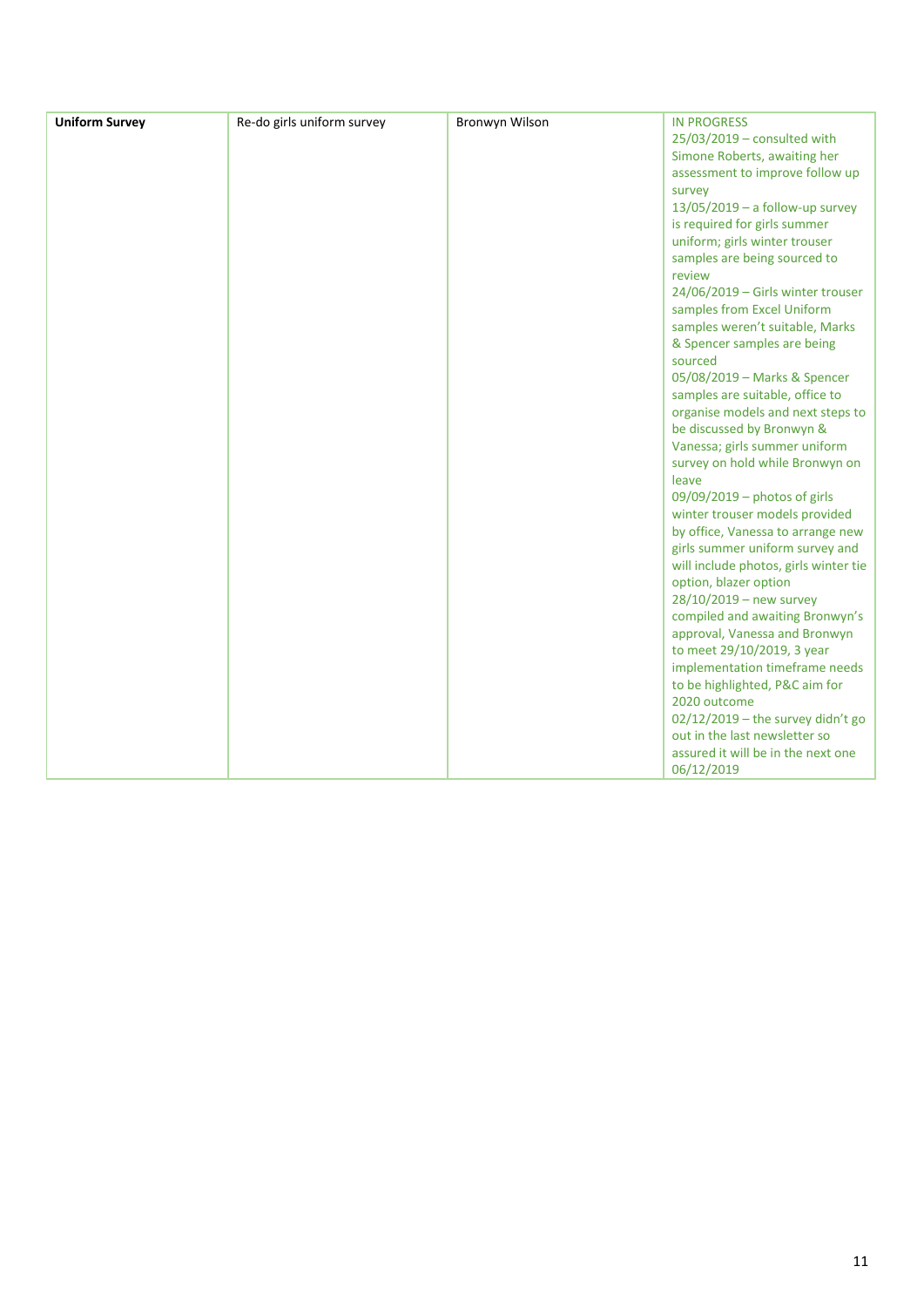| | | | |
|---|---|---|---|
| **Uniform Survey** | Re-do girls uniform survey | Bronwyn Wilson | IN PROGRESS<br>25/03/2019 – consulted with Simone Roberts, awaiting her assessment to improve follow up survey<br>13/05/2019 – a follow-up survey is required for girls summer uniform; girls winter trouser samples are being sourced to review<br>24/06/2019 – Girls winter trouser samples from Excel Uniform samples weren't suitable, Marks & Spencer samples are being sourced<br>05/08/2019 – Marks & Spencer samples are suitable, office to organise models and next steps to be discussed by Bronwyn & Vanessa; girls summer uniform survey on hold while Bronwyn on leave<br>09/09/2019 – photos of girls winter trouser models provided by office, Vanessa to arrange new girls summer uniform survey and will include photos, girls winter tie option, blazer option<br>28/10/2019 – new survey compiled and awaiting Bronwyn's approval, Vanessa and Bronwyn to meet 29/10/2019, 3 year implementation timeframe needs to be highlighted, P&C aim for 2020 outcome<br>02/12/2019 – the survey didn't go out in the last newsletter so assured it will be in the next one 06/12/2019 |